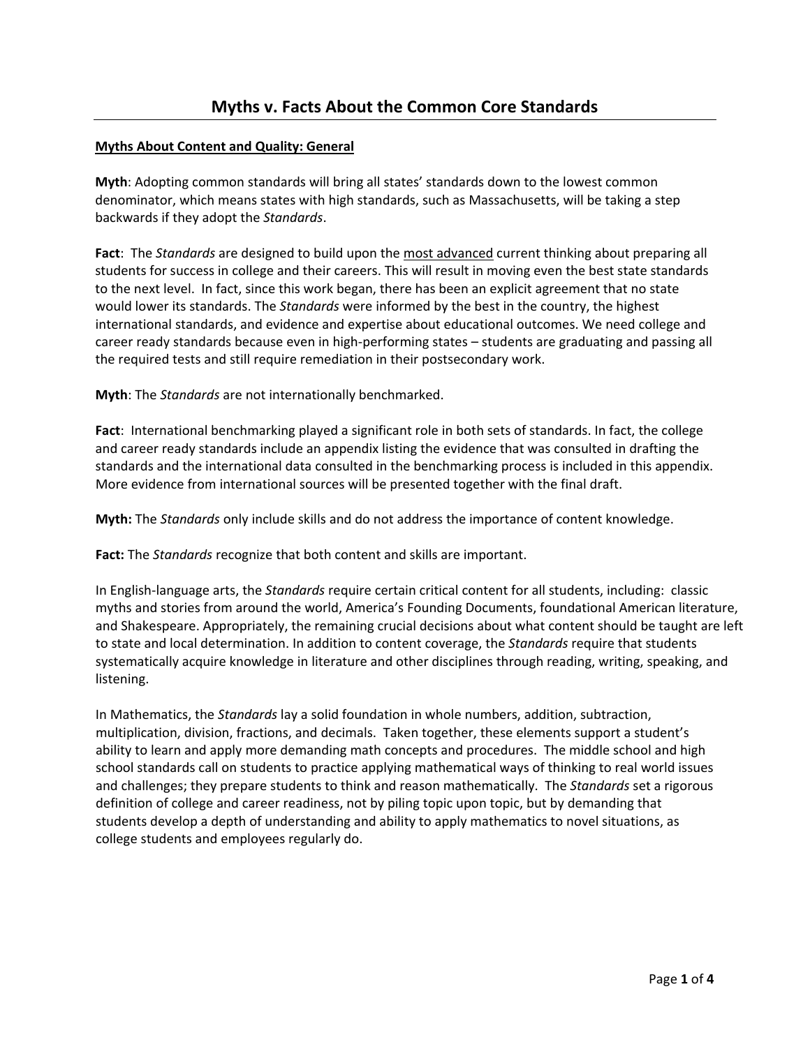# Myths v. Facts About the Common Core Standards

## Myths About Content and Quality: General

**Myth**: Adopting common standards will bring all states' standards down to the lowest common denominator, which means states with high standards, such as Massachusetts, will be taking a step backwards if they adopt the *Standards*.

**Fact**: The *Standards* are designed to build upon the <u>most advanced</u> current thinking about preparing all students for success in college and their careers. This will result in moving even the best state standards to the next level. In fact, since this work began, there has been an explicit agreement that no state would lower its standards. The *Standards* were informed by the best in the country, the highest international standards, and evidence and expertise about educational outcomes. We need college and career ready standards because even in high-performing states – students are graduating and passing all the required tests and still require remediation in their postsecondary work.

**Myth**: The *Standards* are not internationally benchmarked.

**Fact**: International benchmarking played a significant role in both sets of standards. In fact, the college and career ready standards include an appendix listing the evidence that was consulted in drafting the standards and the international data consulted in the benchmarking process is included in this appendix. More evidence from international sources will be presented together with the final draft.

**Myth:** The *Standards* only include skills and do not address the importance of content knowledge.

**Fact:** The *Standards* recognize that both content and skills are important.

In English-language arts, the *Standards* require certain critical content for all students, including: classic myths and stories from around the world, America's Founding Documents, foundational American literature, and Shakespeare. Appropriately, the remaining crucial decisions about what content should be taught are left to state and local determination. In addition to content coverage, the *Standards* require that students systematically acquire knowledge in literature and other disciplines through reading, writing, speaking, and listening.

In Mathematics, the *Standards* lay a solid foundation in whole numbers, addition, subtraction, multiplication, division, fractions, and decimals. Taken together, these elements support a student's ability to learn and apply more demanding math concepts and procedures. The middle school and high school standards call on students to practice applying mathematical ways of thinking to real world issues and challenges; they prepare students to think and reason mathematically. The *Standards* set a rigorous definition of college and career readiness, not by piling topic upon topic, but by demanding that students develop a depth of understanding and ability to apply mathematics to novel situations, as college students and employees regularly do.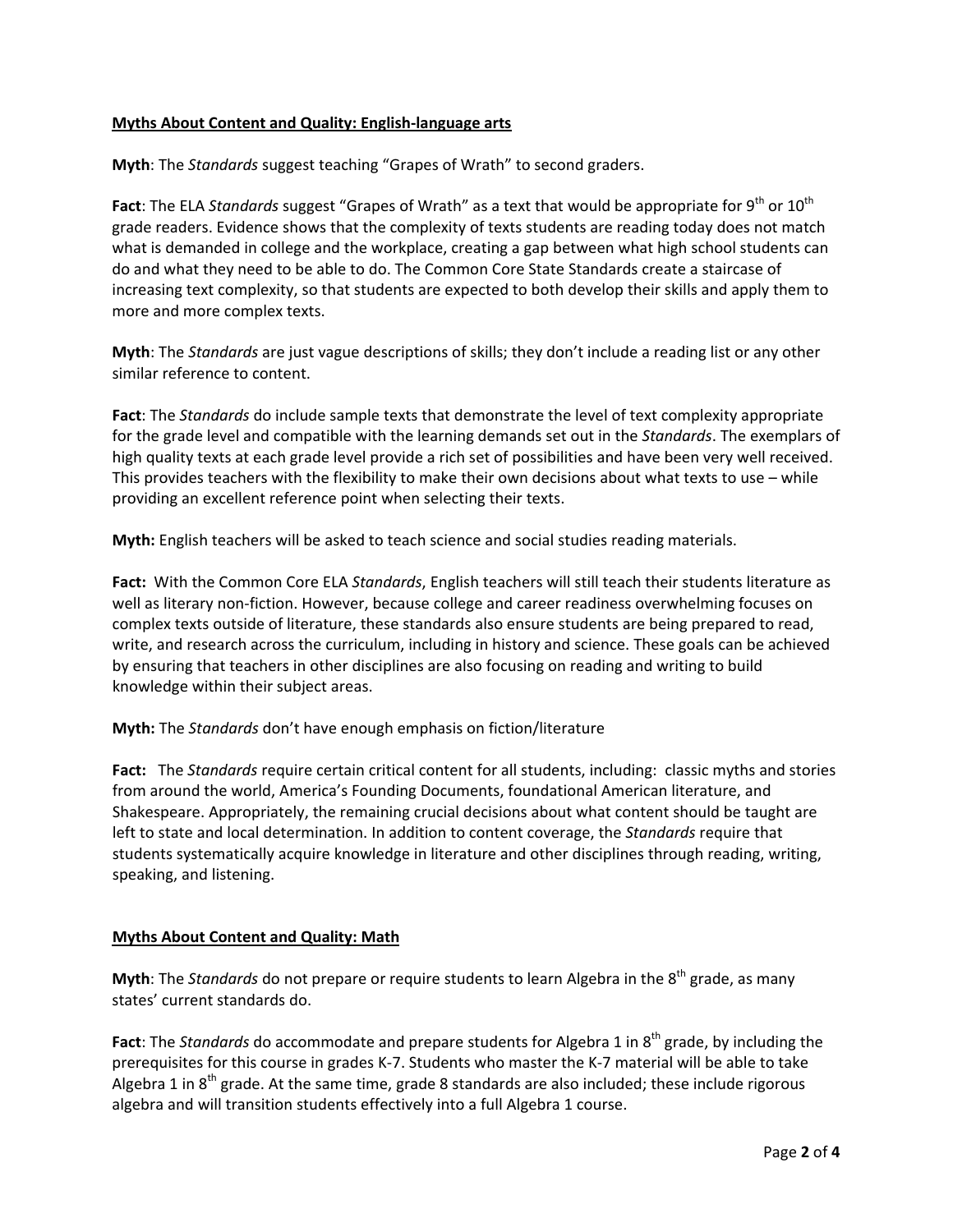**Myths About Content and Quality: English-language arts**

**Myth**: The *Standards* suggest teaching “Grapes of Wrath” to second graders.

**Fact**: The ELA *Standards* suggest “Grapes of Wrath” as a text that would be appropriate for 9th or 10th grade readers. Evidence shows that the complexity of texts students are reading today does not match what is demanded in college and the workplace, creating a gap between what high school students can do and what they need to be able to do. The Common Core State Standards create a staircase of increasing text complexity, so that students are expected to both develop their skills and apply them to more and more complex texts.

**Myth**: The *Standards* are just vague descriptions of skills; they don’t include a reading list or any other similar reference to content.

**Fact**: The *Standards* do include sample texts that demonstrate the level of text complexity appropriate for the grade level and compatible with the learning demands set out in the *Standards*. The exemplars of high quality texts at each grade level provide a rich set of possibilities and have been very well received. This provides teachers with the flexibility to make their own decisions about what texts to use – while providing an excellent reference point when selecting their texts.

**Myth:** English teachers will be asked to teach science and social studies reading materials.

**Fact:** With the Common Core ELA *Standards*, English teachers will still teach their students literature as well as literary non-fiction. However, because college and career readiness overwhelming focuses on complex texts outside of literature, these standards also ensure students are being prepared to read, write, and research across the curriculum, including in history and science. These goals can be achieved by ensuring that teachers in other disciplines are also focusing on reading and writing to build knowledge within their subject areas.

**Myth:** The *Standards* don’t have enough emphasis on fiction/literature

**Fact:** The *Standards* require certain critical content for all students, including: classic myths and stories from around the world, America’s Founding Documents, foundational American literature, and Shakespeare. Appropriately, the remaining crucial decisions about what content should be taught are left to state and local determination. In addition to content coverage, the *Standards* require that students systematically acquire knowledge in literature and other disciplines through reading, writing, speaking, and listening.

**Myths About Content and Quality: Math**

**Myth**: The *Standards* do not prepare or require students to learn Algebra in the 8th grade, as many states’ current standards do.

**Fact**: The *Standards* do accommodate and prepare students for Algebra 1 in 8th grade, by including the prerequisites for this course in grades K-7. Students who master the K-7 material will be able to take Algebra 1 in 8th grade. At the same time, grade 8 standards are also included; these include rigorous algebra and will transition students effectively into a full Algebra 1 course.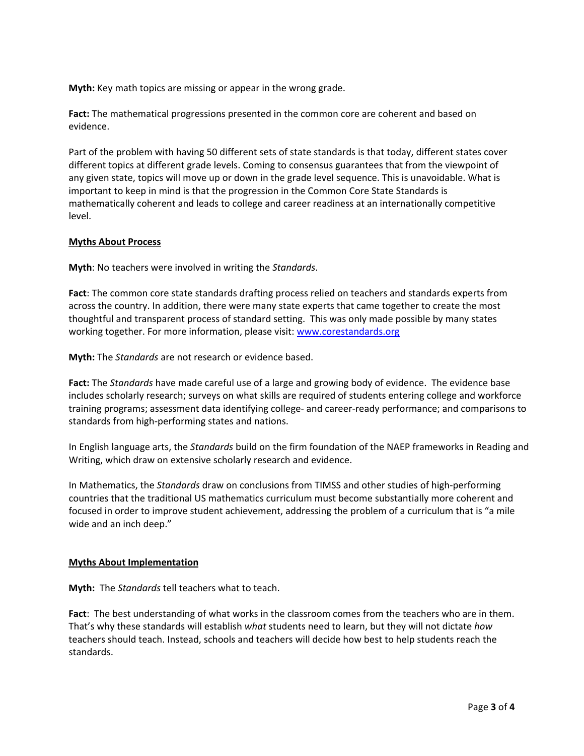**Myth:** Key math topics are missing or appear in the wrong grade.

**Fact:** The mathematical progressions presented in the common core are coherent and based on evidence.

Part of the problem with having 50 different sets of state standards is that today, different states cover different topics at different grade levels. Coming to consensus guarantees that from the viewpoint of any given state, topics will move up or down in the grade level sequence. This is unavoidable. What is important to keep in mind is that the progression in the Common Core State Standards is mathematically coherent and leads to college and career readiness at an internationally competitive level.

**<u>Myths About Process</u>**

**Myth**: No teachers were involved in writing the *Standards*.

**Fact**: The common core state standards drafting process relied on teachers and standards experts from across the country. In addition, there were many state experts that came together to create the most thoughtful and transparent process of standard setting. This was only made possible by many states working together. For more information, please visit: [www.corestandards.org](www.corestandards.org)

**Myth:** The *Standards* are not research or evidence based.

**Fact:** The *Standards* have made careful use of a large and growing body of evidence. The evidence base includes scholarly research; surveys on what skills are required of students entering college and workforce training programs; assessment data identifying college- and career-ready performance; and comparisons to standards from high-performing states and nations.

In English language arts, the *Standards* build on the firm foundation of the NAEP frameworks in Reading and Writing, which draw on extensive scholarly research and evidence.

In Mathematics, the *Standards* draw on conclusions from TIMSS and other studies of high-performing countries that the traditional US mathematics curriculum must become substantially more coherent and focused in order to improve student achievement, addressing the problem of a curriculum that is "a mile wide and an inch deep."

**<u>Myths About Implementation</u>**

**Myth:** The *Standards* tell teachers what to teach.

**Fact**: The best understanding of what works in the classroom comes from the teachers who are in them. That's why these standards will establish *what* students need to learn, but they will not dictate *how* teachers should teach. Instead, schools and teachers will decide how best to help students reach the standards.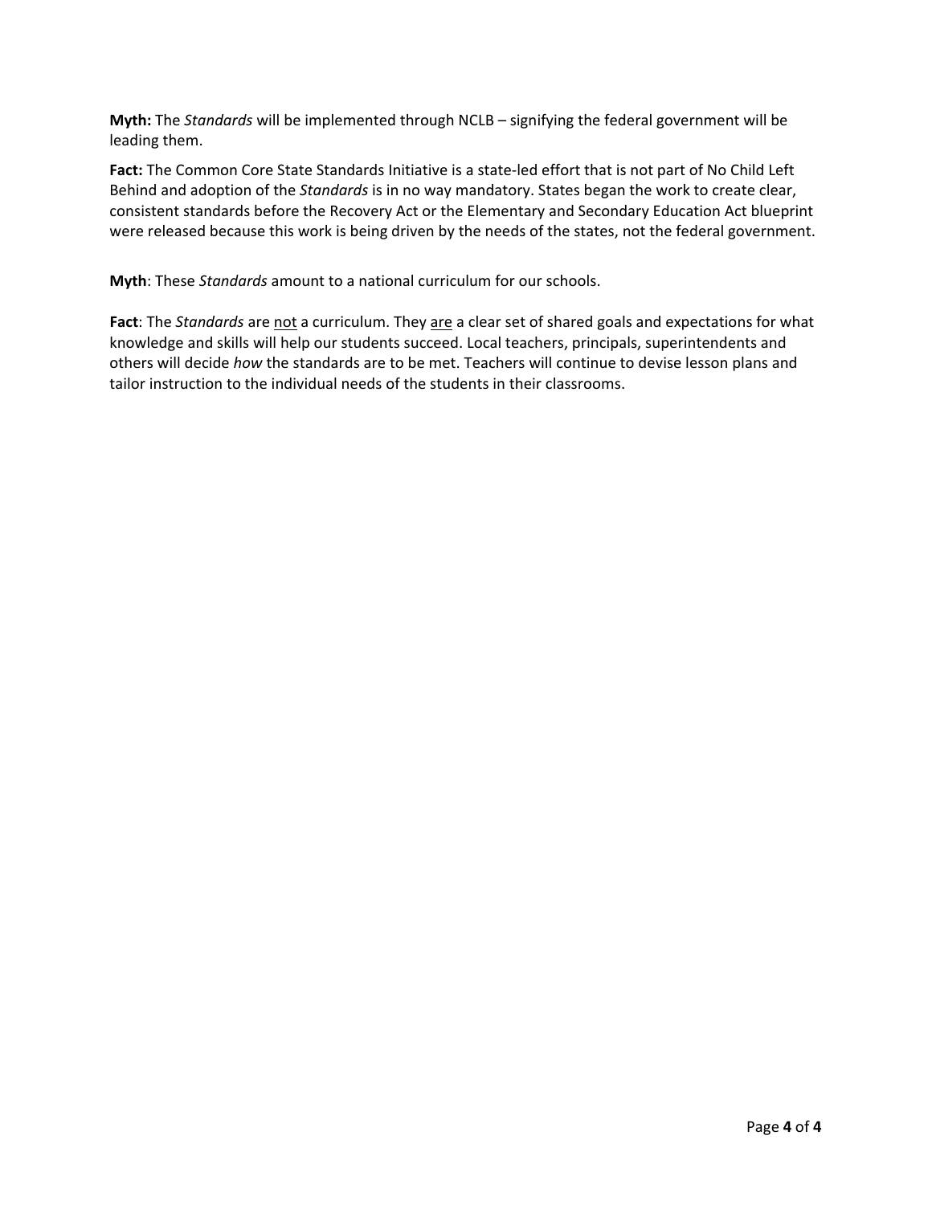**Myth:** The *Standards* will be implemented through NCLB – signifying the federal government will be leading them.

**Fact:** The Common Core State Standards Initiative is a state-led effort that is not part of No Child Left Behind and adoption of the *Standards* is in no way mandatory. States began the work to create clear, consistent standards before the Recovery Act or the Elementary and Secondary Education Act blueprint were released because this work is being driven by the needs of the states, not the federal government.

**Myth**: These *Standards* amount to a national curriculum for our schools.

**Fact**: The *Standards* are <u>not</u> a curriculum. They <u>are</u> a clear set of shared goals and expectations for what knowledge and skills will help our students succeed. Local teachers, principals, superintendents and others will decide *how* the standards are to be met. Teachers will continue to devise lesson plans and tailor instruction to the individual needs of the students in their classrooms.